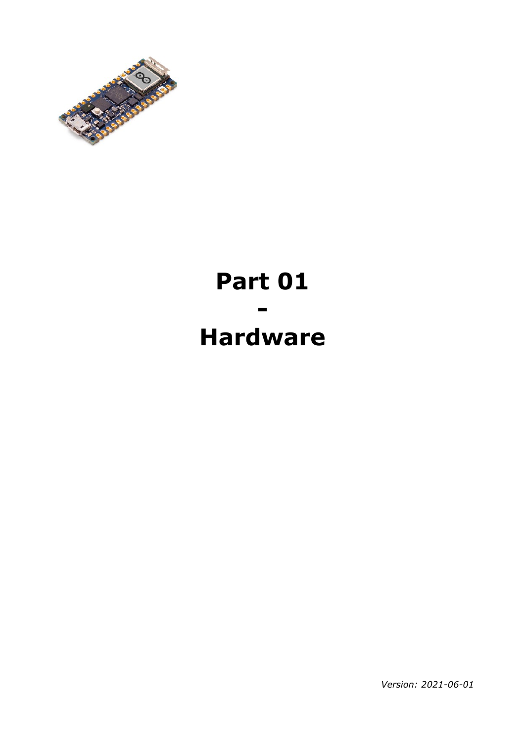# Part 01
# -
# Hardware

*Version: 2021-06-01*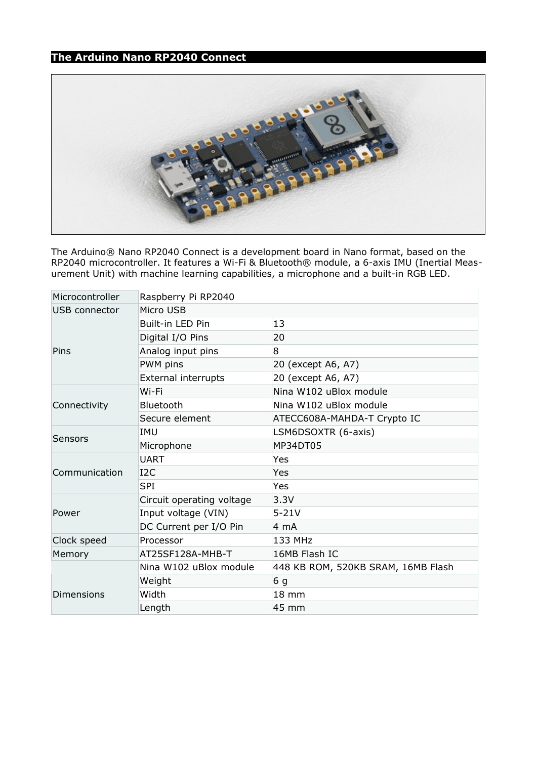## The Arduino Nano RP2040 Connect

The Arduino® Nano RP2040 Connect is a development board in Nano format, based on the RP2040 microcontroller. It features a Wi-Fi & Bluetooth® module, a 6-axis IMU (Inertial Measurement Unit) with machine learning capabilities, a microphone and a built-in RGB LED.

| | | |
|---|---|---|
| Microcontroller | Raspberry Pi RP2040 | |
| USB connector | Micro USB | |
| Pins | Built-in LED Pin | 13 |
| | Digital I/O Pins | 20 |
| | Analog input pins | 8 |
| | PWM pins | 20 (except A6, A7) |
| | External interrupts | 20 (except A6, A7) |
| Connectivity | Wi-Fi | Nina W102 uBlox module |
| | Bluetooth | Nina W102 uBlox module |
| | Secure element | ATECC608A-MAHDA-T Crypto IC |
| Sensors | IMU | LSM6DSOXTR (6-axis) |
| | Microphone | MP34DT05 |
| Communication | UART | Yes |
| | I2C | Yes |
| | SPI | Yes |
| Power | Circuit operating voltage | 3.3V |
| | Input voltage (VIN) | 5-21V |
| | DC Current per I/O Pin | 4 mA |
| Clock speed | Processor | 133 MHz |
| Memory | AT25SF128A-MHB-T | 16MB Flash IC |
| Dimensions | Nina W102 uBlox module | 448 KB ROM, 520KB SRAM, 16MB Flash |
| | Weight | 6 g |
| | Width | 18 mm |
| | Length | 45 mm |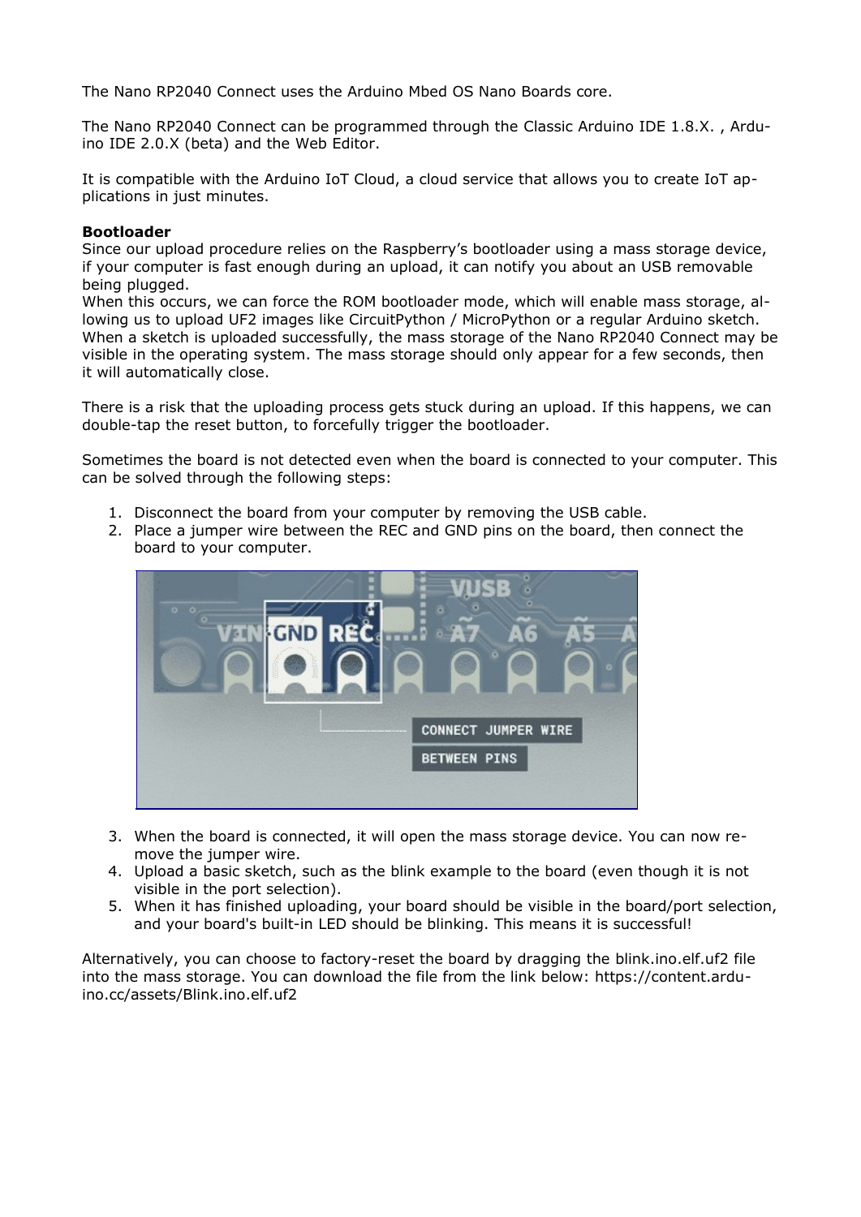The Nano RP2040 Connect uses the Arduino Mbed OS Nano Boards core.

The Nano RP2040 Connect can be programmed through the Classic Arduino IDE 1.8.X. , Arduino IDE 2.0.X (beta) and the Web Editor.

It is compatible with the Arduino IoT Cloud, a cloud service that allows you to create IoT applications in just minutes.

**Bootloader**
Since our upload procedure relies on the Raspberry's bootloader using a mass storage device, if your computer is fast enough during an upload, it can notify you about an USB removable being plugged.
When this occurs, we can force the ROM bootloader mode, which will enable mass storage, allowing us to upload UF2 images like CircuitPython / MicroPython or a regular Arduino sketch.
When a sketch is uploaded successfully, the mass storage of the Nano RP2040 Connect may be visible in the operating system. The mass storage should only appear for a few seconds, then it will automatically close.

There is a risk that the uploading process gets stuck during an upload. If this happens, we can double-tap the reset button, to forcefully trigger the bootloader.

Sometimes the board is not detected even when the board is connected to your computer. This can be solved through the following steps:

1. Disconnect the board from your computer by removing the USB cable.
2. Place a jumper wire between the REC and GND pins on the board, then connect the board to your computer.
3. When the board is connected, it will open the mass storage device. You can now remove the jumper wire.
4. Upload a basic sketch, such as the blink example to the board (even though it is not visible in the port selection).
5. When it has finished uploading, your board should be visible in the board/port selection, and your board's built-in LED should be blinking. This means it is successful!

Alternatively, you can choose to factory-reset the board by dragging the blink.ino.elf.uf2 file into the mass storage. You can download the file from the link below: https://content.arduino.cc/assets/Blink.ino.elf.uf2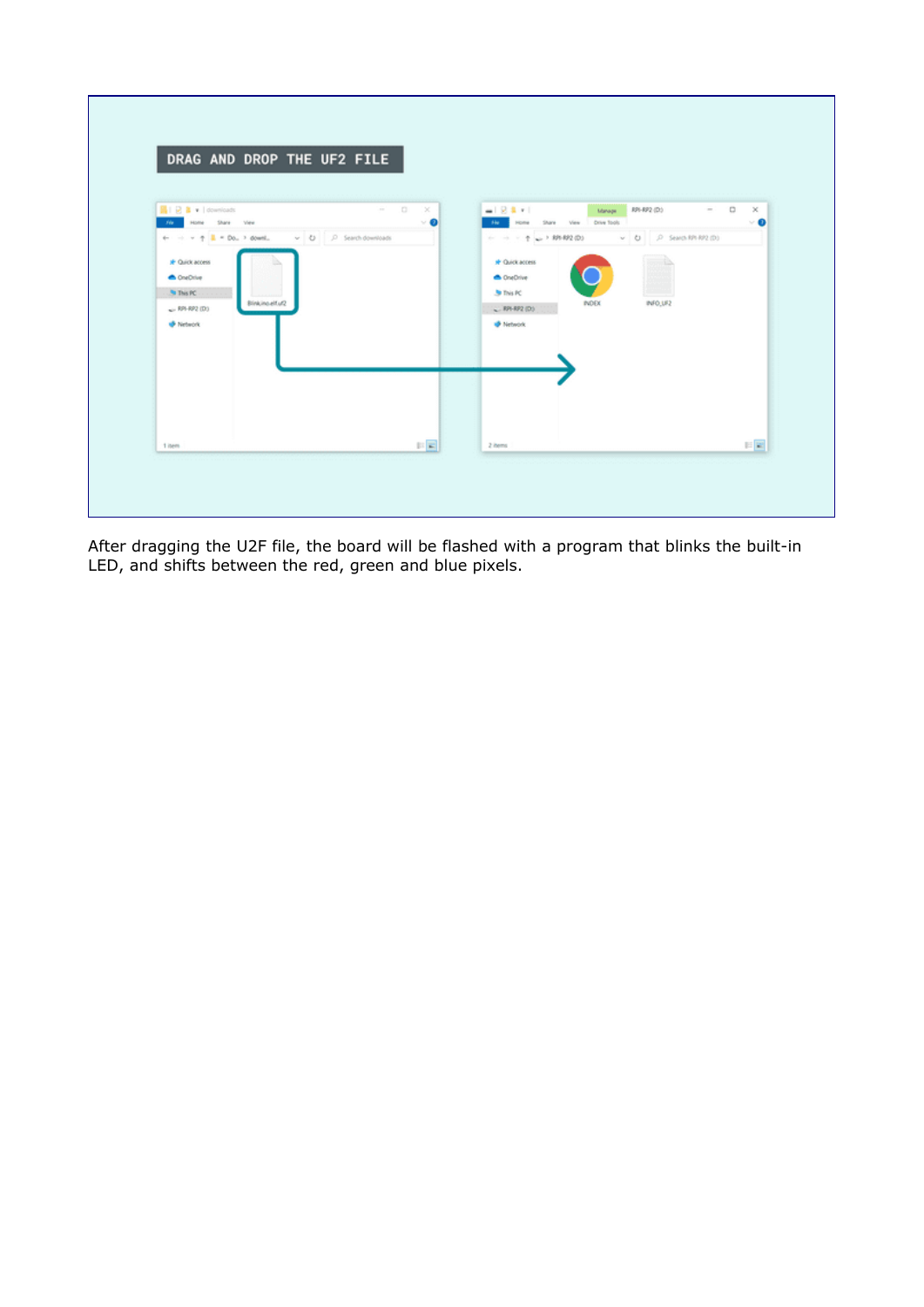After dragging the U2F file, the board will be flashed with a program that blinks the built-in LED, and shifts between the red, green and blue pixels.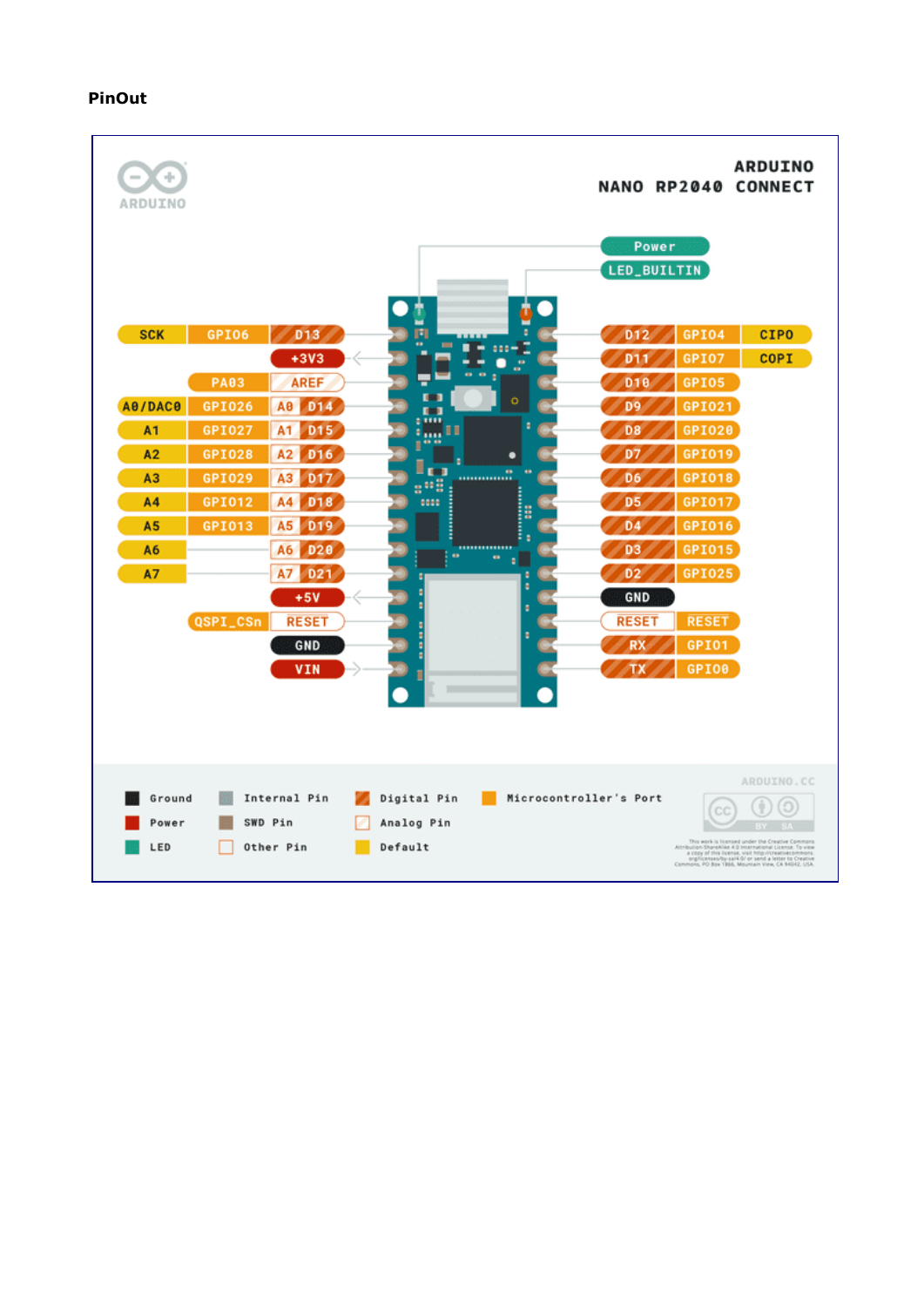**PinOut**

ARDUINO

**ARDUINO NANO RP2040 CONNECT**

Power

LED_BUILTIN

| Default | Microcontroller's Port | Pin |
|---|---|---|
| SCK | GPIO6 | D13 |
| | | +3V3 |
| | PA03 | AREF |
| A0/DAC0 | GPIO26 | A0 D14 |
| A1 | GPIO27 | A1 D15 |
| A2 | GPIO28 | A2 D16 |
| A3 | GPIO29 | A3 D17 |
| A4 | GPIO12 | A4 D18 |
| A5 | GPIO13 | A5 D19 |
| A6 | | A6 D20 |
| A7 | | A7 D21 |
| | | +5V |
| | QSPI_CSn | RESET |
| | | GND |
| | | VIN |

| Pin | Microcontroller's Port | Default |
|---|---|---|
| D12 | GPIO4 | CIPO |
| D11 | GPIO7 | COPI |
| D10 | GPIO5 | |
| D9 | GPIO21 | |
| D8 | GPIO20 | |
| D7 | GPIO19 | |
| D6 | GPIO18 | |
| D5 | GPIO17 | |
| D4 | GPIO16 | |
| D3 | GPIO15 | |
| D2 | GPIO25 | |
| GND | | |
| RESET | RESET | |
| RX | GPIO1 | |
| TX | GPIO0 | |

Legend: Ground, Power, LED, Internal Pin, SWD Pin, Other Pin, Digital Pin, Analog Pin, Default, Microcontroller's Port

ARDUINO.CC

This work is licensed under the Creative Commons Attribution-ShareAlike 4.0 International License. To view a copy of this license, visit http://creativecommons.org/licenses/by-sa/4.0/ or send a letter to Creative Commons, PO Box 1866, Mountain View, CA 94042, USA.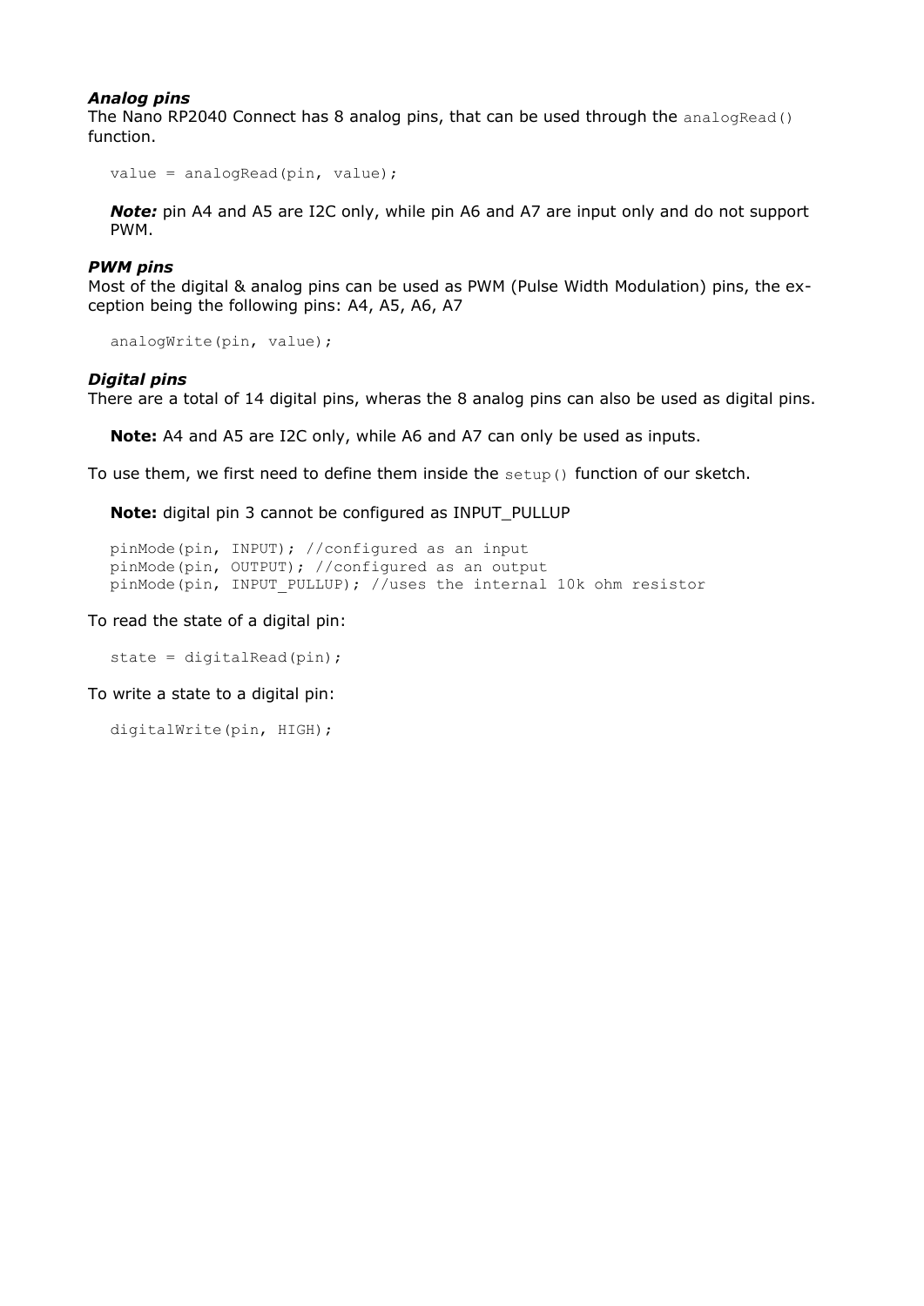### *Analog pins*

The Nano RP2040 Connect has 8 analog pins, that can be used through the `analogRead()` function.

```
value = analogRead(pin, value);
```

> ***Note:*** pin A4 and A5 are I2C only, while pin A6 and A7 are input only and do not support PWM.

### *PWM pins*

Most of the digital & analog pins can be used as PWM (Pulse Width Modulation) pins, the exception being the following pins: A4, A5, A6, A7

```
analogWrite(pin, value);
```

### *Digital pins*

There are a total of 14 digital pins, wheras the 8 analog pins can also be used as digital pins.

> **Note:** A4 and A5 are I2C only, while A6 and A7 can only be used as inputs.

To use them, we first need to define them inside the `setup()` function of our sketch.

> **Note:** digital pin 3 cannot be configured as INPUT_PULLUP

```
pinMode(pin, INPUT); //configured as an input
pinMode(pin, OUTPUT); //configured as an output
pinMode(pin, INPUT_PULLUP); //uses the internal 10k ohm resistor
```

To read the state of a digital pin:

```
state = digitalRead(pin);
```

To write a state to a digital pin:

```
digitalWrite(pin, HIGH);
```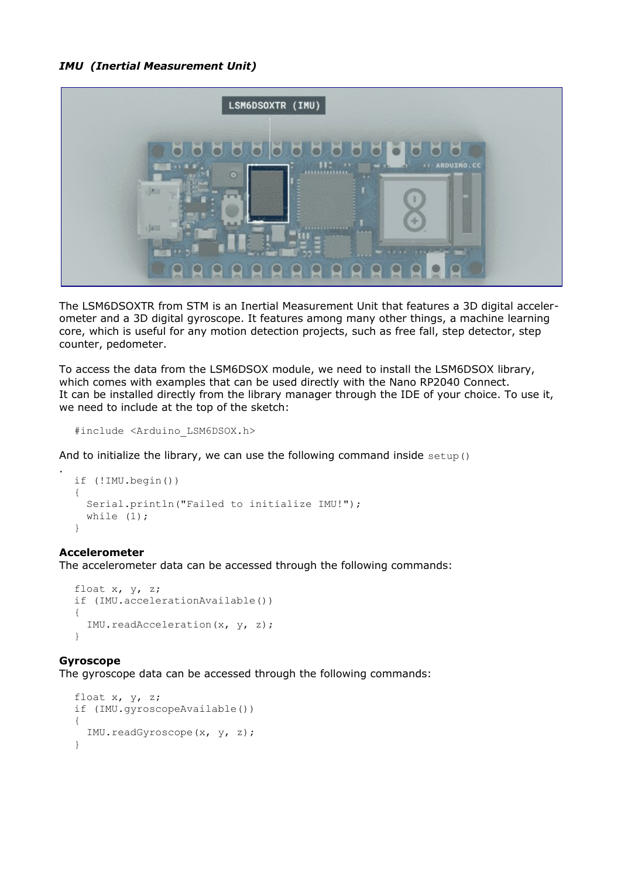***IMU (Inertial Measurement Unit)***

The LSM6DSOXTR from STM is an Inertial Measurement Unit that features a 3D digital accelerometer and a 3D digital gyroscope. It features among many other things, a machine learning core, which is useful for any motion detection projects, such as free fall, step detector, step counter, pedometer.

To access the data from the LSM6DSOX module, we need to install the LSM6DSOX library, which comes with examples that can be used directly with the Nano RP2040 Connect.
It can be installed directly from the library manager through the IDE of your choice. To use it, we need to include at the top of the sketch:

```
#include <Arduino_LSM6DSOX.h>
```

And to initialize the library, we can use the following command inside `setup()`
.

```
if (!IMU.begin())
{
  Serial.println("Failed to initialize IMU!");
  while (1);
}
```

**Accelerometer**
The accelerometer data can be accessed through the following commands:

```
float x, y, z;
if (IMU.accelerationAvailable())
{
  IMU.readAcceleration(x, y, z);
}
```

**Gyroscope**
The gyroscope data can be accessed through the following commands:

```
float x, y, z;
if (IMU.gyroscopeAvailable())
{
  IMU.readGyroscope(x, y, z);
}
```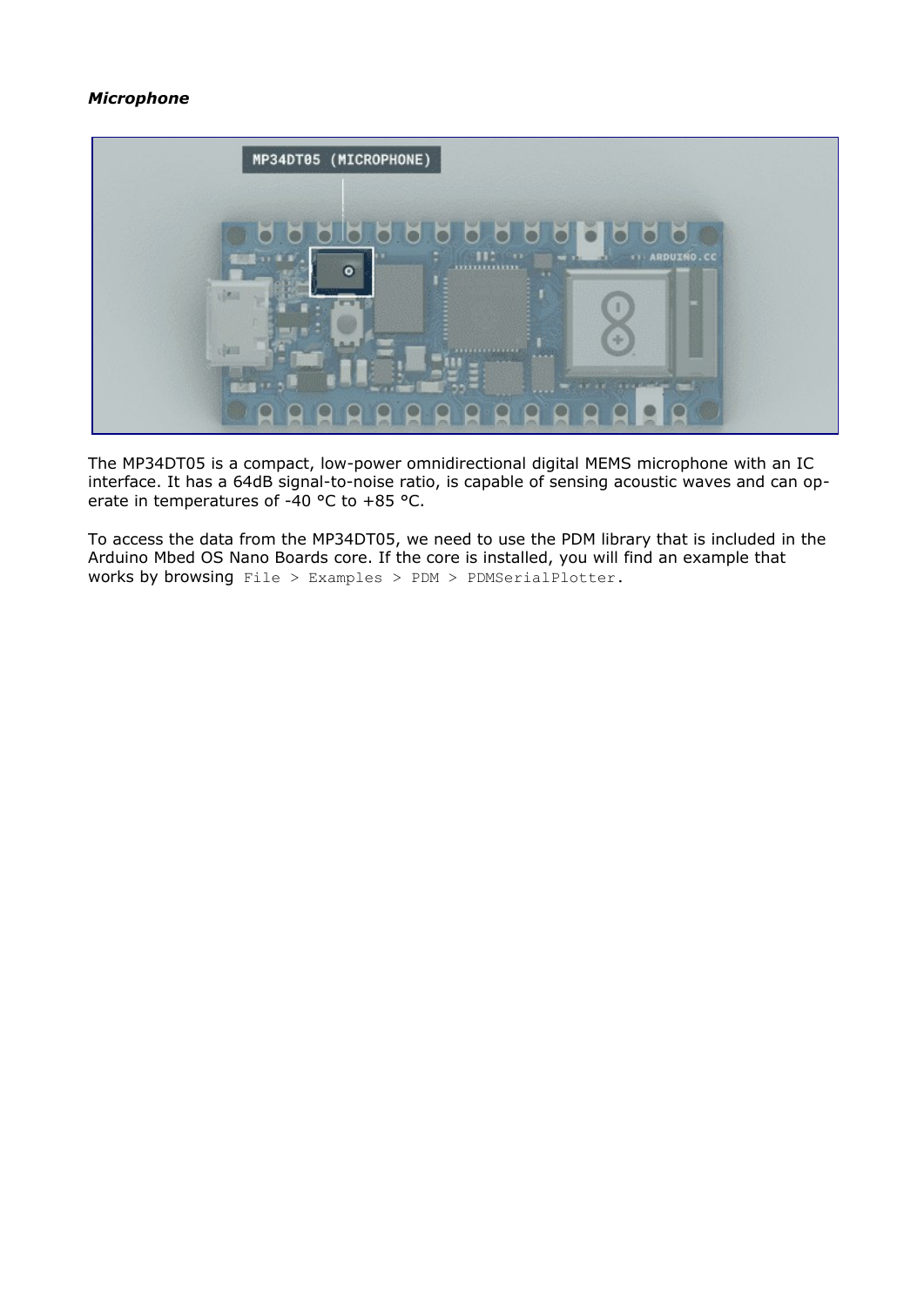***Microphone***

The MP34DT05 is a compact, low-power omnidirectional digital MEMS microphone with an IC interface. It has a 64dB signal-to-noise ratio, is capable of sensing acoustic waves and can operate in temperatures of -40 °C to +85 °C.

To access the data from the MP34DT05, we need to use the PDM library that is included in the Arduino Mbed OS Nano Boards core. If the core is installed, you will find an example that works by browsing `File > Examples > PDM > PDMSerialPlotter`.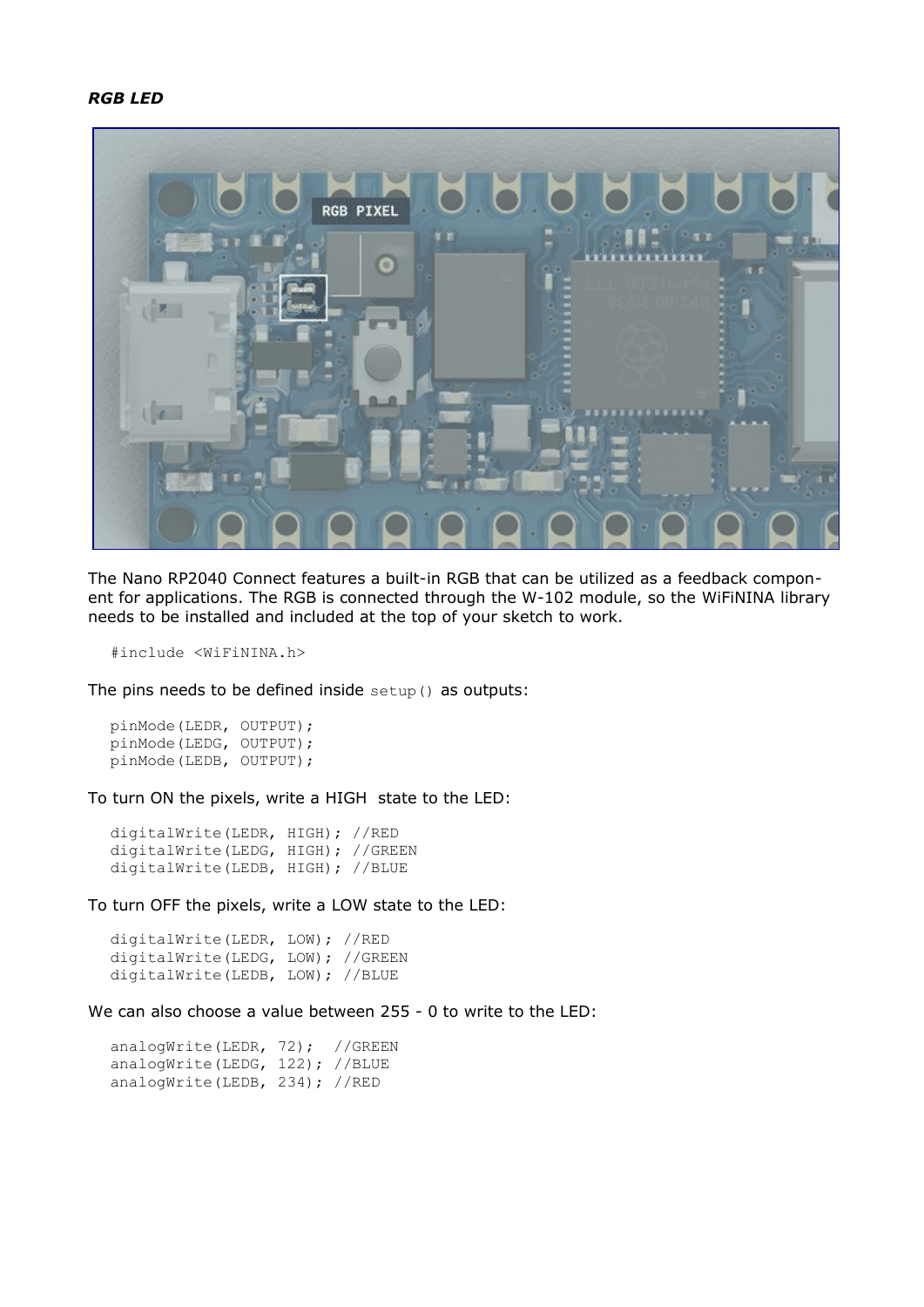***RGB LED***

The Nano RP2040 Connect features a built-in RGB that can be utilized as a feedback component for applications. The RGB is connected through the W-102 module, so the WiFiNINA library needs to be installed and included at the top of your sketch to work.

```
#include <WiFiNINA.h>
```

The pins needs to be defined inside `setup()` as outputs:

```
pinMode(LEDR, OUTPUT);
pinMode(LEDG, OUTPUT);
pinMode(LEDB, OUTPUT);
```

To turn ON the pixels, write a HIGH  state to the LED:

```
digitalWrite(LEDR, HIGH); //RED
digitalWrite(LEDG, HIGH); //GREEN
digitalWrite(LEDB, HIGH); //BLUE
```

To turn OFF the pixels, write a LOW state to the LED:

```
digitalWrite(LEDR, LOW); //RED
digitalWrite(LEDG, LOW); //GREEN
digitalWrite(LEDB, LOW); //BLUE
```

We can also choose a value between 255 - 0 to write to the LED:

```
analogWrite(LEDR, 72);  //GREEN
analogWrite(LEDG, 122); //BLUE
analogWrite(LEDB, 234); //RED
```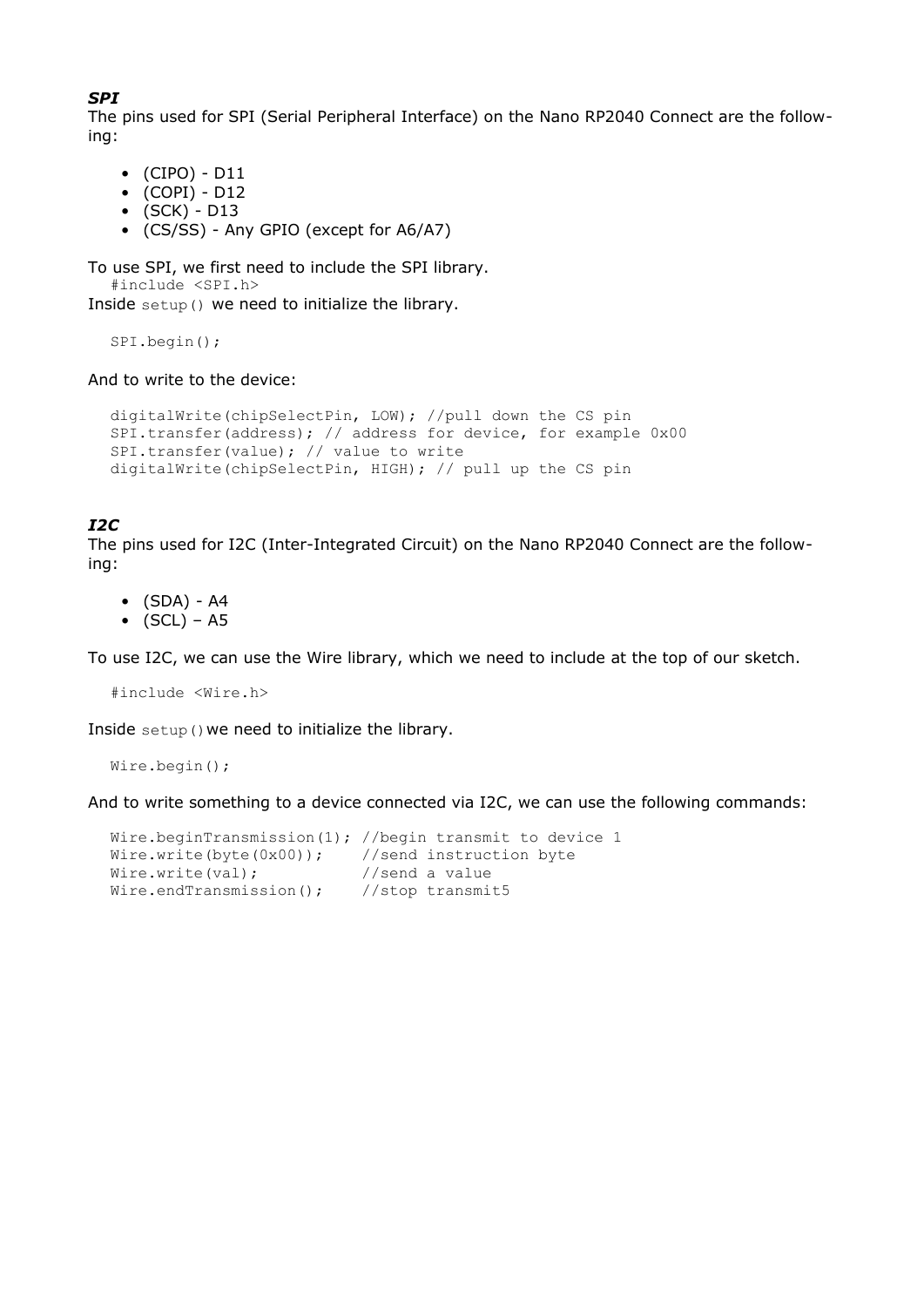***SPI***

The pins used for SPI (Serial Peripheral Interface) on the Nano RP2040 Connect are the following:

- (CIPO) - D11
- (COPI) - D12
- (SCK) - D13
- (CS/SS) - Any GPIO (except for A6/A7)

To use SPI, we first need to include the SPI library.

```
#include <SPI.h>
```

Inside `setup()` we need to initialize the library.

```
SPI.begin();
```

And to write to the device:

```
digitalWrite(chipSelectPin, LOW); //pull down the CS pin
SPI.transfer(address); // address for device, for example 0x00
SPI.transfer(value); // value to write
digitalWrite(chipSelectPin, HIGH); // pull up the CS pin
```

***I2C***

The pins used for I2C (Inter-Integrated Circuit) on the Nano RP2040 Connect are the following:

- (SDA) - A4
- (SCL) – A5

To use I2C, we can use the Wire library, which we need to include at the top of our sketch.

```
#include <Wire.h>
```

Inside `setup()` we need to initialize the library.

```
Wire.begin();
```

And to write something to a device connected via I2C, we can use the following commands:

```
Wire.beginTransmission(1); //begin transmit to device 1
Wire.write(byte(0x00));    //send instruction byte
Wire.write(val);           //send a value
Wire.endTransmission();    //stop transmit5
```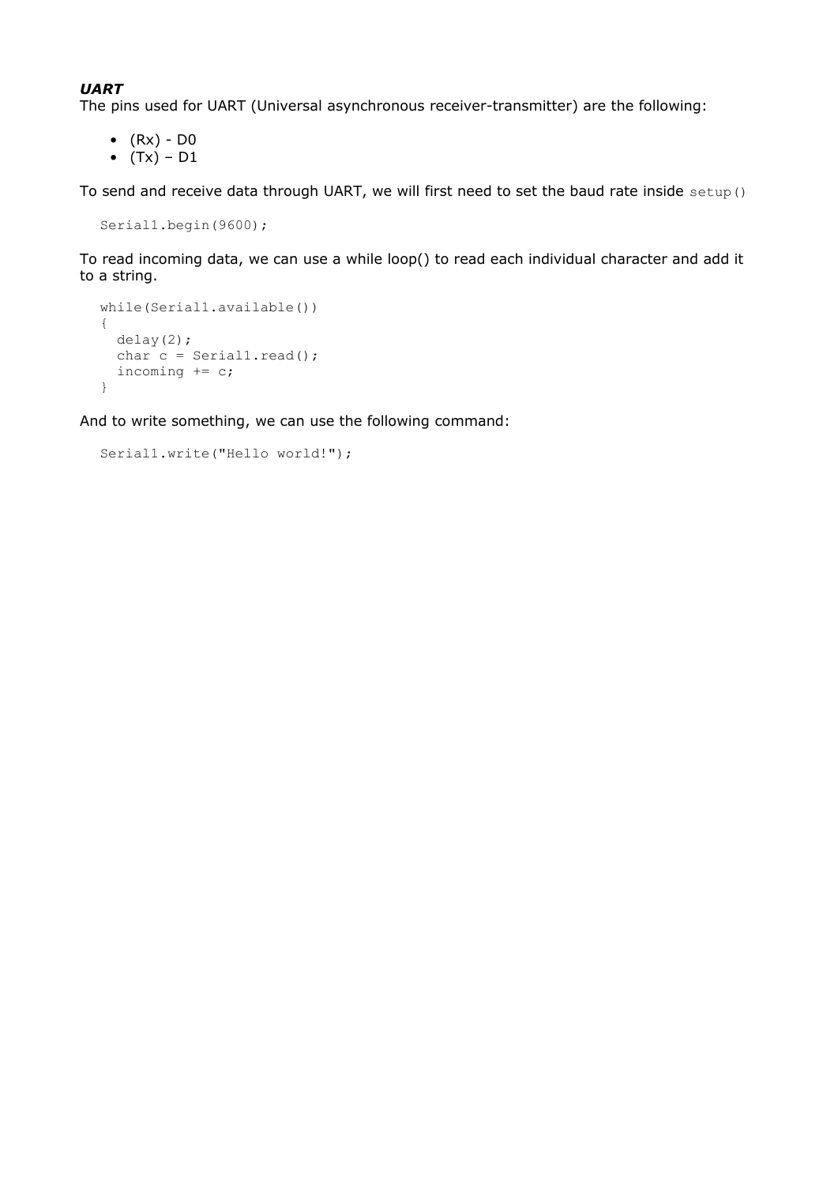***UART***

The pins used for UART (Universal asynchronous receiver-transmitter) are the following:

- (Rx) - D0
- (Tx) – D1

To send and receive data through UART, we will first need to set the baud rate inside `setup()`

```
Serial1.begin(9600);
```

To read incoming data, we can use a while loop() to read each individual character and add it to a string.

```
while(Serial1.available())
{
  delay(2);
  char c = Serial1.read();
  incoming += c;
}
```

And to write something, we can use the following command:

```
Serial1.write("Hello world!");
```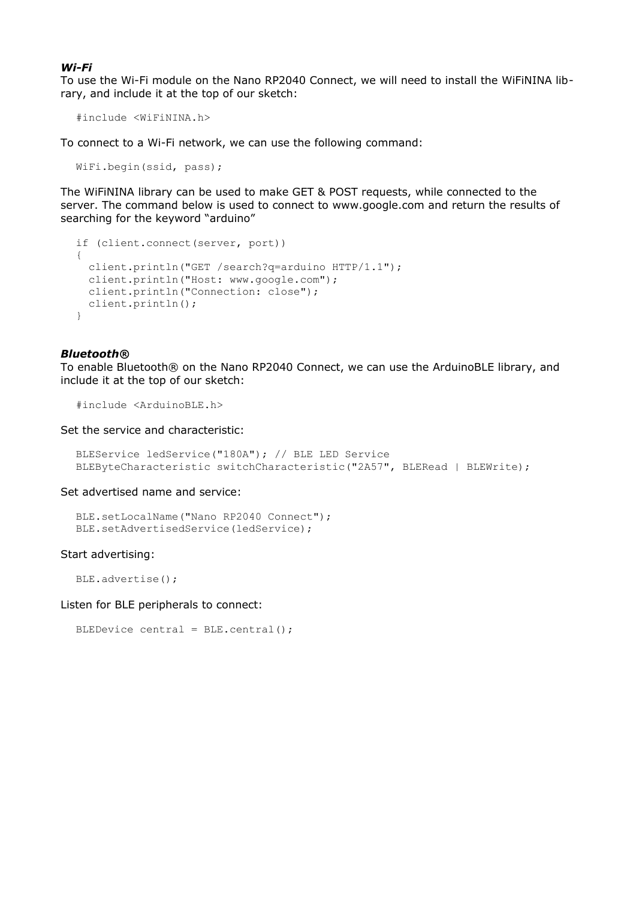***Wi-Fi***
To use the Wi-Fi module on the Nano RP2040 Connect, we will need to install the WiFiNINA library, and include it at the top of our sketch:

```
#include <WiFiNINA.h>
```

To connect to a Wi-Fi network, we can use the following command:

```
WiFi.begin(ssid, pass);
```

The WiFiNINA library can be used to make GET & POST requests, while connected to the server. The command below is used to connect to www.google.com and return the results of searching for the keyword "arduino"

```
if (client.connect(server, port))
{
  client.println("GET /search?q=arduino HTTP/1.1");
  client.println("Host: www.google.com");
  client.println("Connection: close");
  client.println();
}
```

***Bluetooth®***
To enable Bluetooth® on the Nano RP2040 Connect, we can use the ArduinoBLE library, and include it at the top of our sketch:

```
#include <ArduinoBLE.h>
```

Set the service and characteristic:

```
BLEService ledService("180A"); // BLE LED Service
BLEByteCharacteristic switchCharacteristic("2A57", BLERead | BLEWrite);
```

Set advertised name and service:

```
BLE.setLocalName("Nano RP2040 Connect");
BLE.setAdvertisedService(ledService);
```

Start advertising:

```
BLE.advertise();
```

Listen for BLE peripherals to connect:

```
BLEDevice central = BLE.central();
```